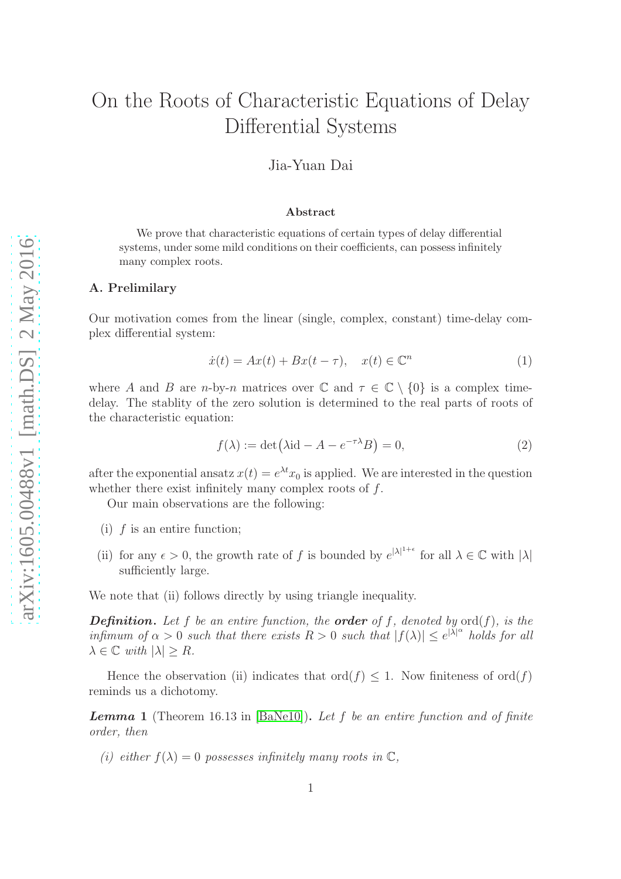# On the Roots of Characteristic Equations of Delay Differential Systems

Jia-Yuan Dai

### Abstract

We prove that characteristic equations of certain types of delay differential systems, under some mild conditions on their coefficients, can possess infinitely many complex roots.

## A. Prelimilary

Our motivation comes from the linear (single, complex, constant) time-delay complex differential system:

$$\dot{x}(t) = Ax(t) + Bx(t - \tau), \quad x(t) \in \mathbb{C}^n \tag{1}$$

where $A$ and $B$ are $n$-by-$n$ matrices over $\mathbb{C}$ and $\tau \in \mathbb{C} \setminus \{0\}$ is a complex time-delay. The stablity of the zero solution is determined to the real parts of roots of the characteristic equation:

$$f(\lambda) := \det\big(\lambda \mathrm{id} - A - e^{-\tau\lambda} B\big) = 0, \tag{2}$$

after the exponential ansatz $x(t) = e^{\lambda t} x_0$ is applied. We are interested in the question whether there exist infinitely many complex roots of $f$.

Our main observations are the following:

(i) $f$ is an entire function;

(ii) for any $\epsilon > 0$, the growth rate of $f$ is bounded by $e^{|\lambda|^{1+\epsilon}}$ for all $\lambda \in \mathbb{C}$ with $|\lambda|$ sufficiently large.

We note that (ii) follows directly by using triangle inequality.

***Definition.*** *Let $f$ be an entire function, the **order** of $f$, denoted by $\mathrm{ord}(f)$, is the infimum of $\alpha > 0$ such that there exists $R > 0$ such that $|f(\lambda)| \leq e^{|\lambda|^\alpha}$ holds for all $\lambda \in \mathbb{C}$ with $|\lambda| \geq R$.*

Hence the observation (ii) indicates that $\mathrm{ord}(f) \leq 1$. Now finiteness of $\mathrm{ord}(f)$ reminds us a dichotomy.

***Lemma 1*** (Theorem 16.13 in [BaNe10])**.** *Let $f$ be an entire function and of finite order, then*

*(i) either $f(\lambda) = 0$ possesses infinitely many roots in $\mathbb{C}$,*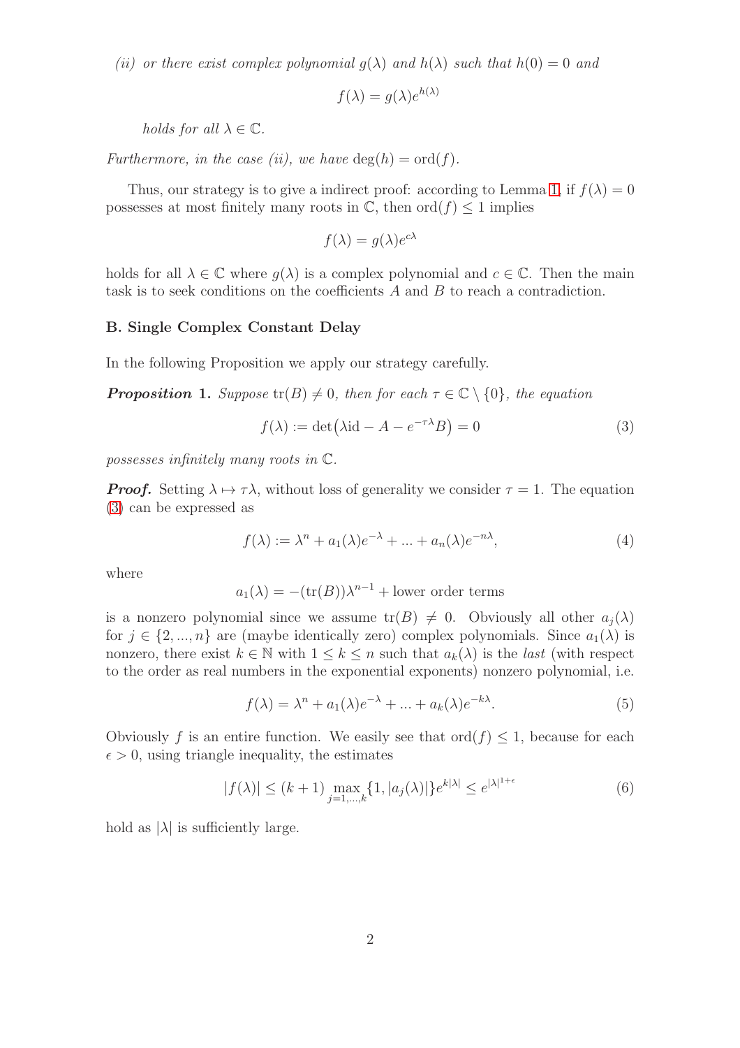*(ii) or there exist complex polynomial $g(\lambda)$ and $h(\lambda)$ such that $h(0) = 0$ and*

$$f(\lambda) = g(\lambda)e^{h(\lambda)}$$

*holds for all $\lambda \in \mathbb{C}$.*

*Furthermore, in the case (ii), we have $\deg(h) = \mathrm{ord}(f)$.*

Thus, our strategy is to give a indirect proof: according to Lemma 1, if $f(\lambda) = 0$ possesses at most finitely many roots in $\mathbb{C}$, then $\mathrm{ord}(f) \leq 1$ implies

$$f(\lambda) = g(\lambda)e^{c\lambda}$$

holds for all $\lambda \in \mathbb{C}$ where $g(\lambda)$ is a complex polynomial and $c \in \mathbb{C}$. Then the main task is to seek conditions on the coefficients $A$ and $B$ to reach a contradiction.

### B. Single Complex Constant Delay

In the following Proposition we apply our strategy carefully.

***Proposition* 1.** *Suppose $\mathrm{tr}(B) \neq 0$, then for each $\tau \in \mathbb{C} \setminus \{0\}$, the equation*

$$f(\lambda) := \det\bigl(\lambda \mathrm{id} - A - e^{-\tau\lambda}B\bigr) = 0 \tag{3}$$

*possesses infinitely many roots in $\mathbb{C}$.*

***Proof.*** Setting $\lambda \mapsto \tau\lambda$, without loss of generality we consider $\tau = 1$. The equation (3) can be expressed as

$$f(\lambda) := \lambda^n + a_1(\lambda)e^{-\lambda} + ... + a_n(\lambda)e^{-n\lambda}, \tag{4}$$

where

$$a_1(\lambda) = -(\mathrm{tr}(B))\lambda^{n-1} + \text{lower order terms}$$

is a nonzero polynomial since we assume $\mathrm{tr}(B) \neq 0$. Obviously all other $a_j(\lambda)$ for $j \in \{2, ..., n\}$ are (maybe identically zero) complex polynomials. Since $a_1(\lambda)$ is nonzero, there exist $k \in \mathbb{N}$ with $1 \leq k \leq n$ such that $a_k(\lambda)$ is the *last* (with respect to the order as real numbers in the exponential exponents) nonzero polynomial, i.e.

$$f(\lambda) = \lambda^n + a_1(\lambda)e^{-\lambda} + ... + a_k(\lambda)e^{-k\lambda}. \tag{5}$$

Obviously $f$ is an entire function. We easily see that $\mathrm{ord}(f) \leq 1$, because for each $\epsilon > 0$, using triangle inequality, the estimates

$$|f(\lambda)| \leq (k+1) \max_{j=1,...,k}\{1, |a_j(\lambda)|\}e^{k|\lambda|} \leq e^{|\lambda|^{1+\epsilon}} \tag{6}$$

hold as $|\lambda|$ is sufficiently large.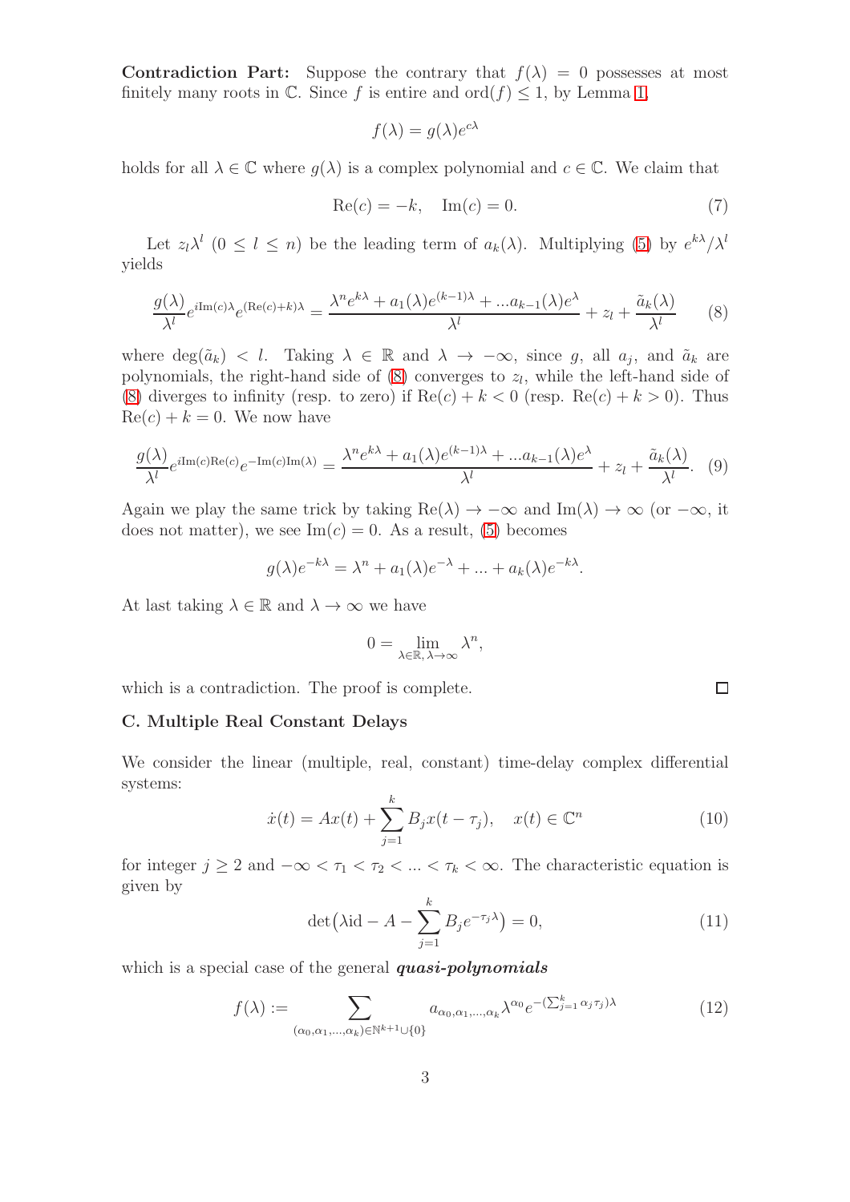**Contradiction Part:** Suppose the contrary that $f(\lambda) = 0$ possesses at most finitely many roots in $\mathbb{C}$. Since $f$ is entire and $\mathrm{ord}(f) \leq 1$, by Lemma 1,

$$f(\lambda) = g(\lambda)e^{c\lambda}$$

holds for all $\lambda \in \mathbb{C}$ where $g(\lambda)$ is a complex polynomial and $c \in \mathbb{C}$. We claim that

$$\mathrm{Re}(c) = -k, \quad \mathrm{Im}(c) = 0. \tag{7}$$

Let $z_l\lambda^l$ $(0 \leq l \leq n)$ be the leading term of $a_k(\lambda)$. Multiplying (5) by $e^{k\lambda}/\lambda^l$ yields

$$\frac{g(\lambda)}{\lambda^l}e^{i\mathrm{Im}(c)\lambda}e^{(\mathrm{Re}(c)+k)\lambda} = \frac{\lambda^n e^{k\lambda} + a_1(\lambda)e^{(k-1)\lambda} + ...a_{k-1}(\lambda)e^{\lambda}}{\lambda^l} + z_l + \frac{\tilde{a}_k(\lambda)}{\lambda^l} \tag{8}$$

where $\deg(\tilde{a}_k) < l$. Taking $\lambda \in \mathbb{R}$ and $\lambda \to -\infty$, since $g$, all $a_j$, and $\tilde{a}_k$ are polynomials, the right-hand side of (8) converges to $z_l$, while the left-hand side of (8) diverges to infinity (resp. to zero) if $\mathrm{Re}(c) + k < 0$ (resp. $\mathrm{Re}(c) + k > 0$). Thus $\mathrm{Re}(c) + k = 0$. We now have

$$\frac{g(\lambda)}{\lambda^l}e^{i\mathrm{Im}(c)\mathrm{Re}(c)}e^{-\mathrm{Im}(c)\mathrm{Im}(\lambda)} = \frac{\lambda^n e^{k\lambda} + a_1(\lambda)e^{(k-1)\lambda} + ...a_{k-1}(\lambda)e^{\lambda}}{\lambda^l} + z_l + \frac{\tilde{a}_k(\lambda)}{\lambda^l}. \tag{9}$$

Again we play the same trick by taking $\mathrm{Re}(\lambda) \to -\infty$ and $\mathrm{Im}(\lambda) \to \infty$ (or $-\infty$, it does not matter), we see $\mathrm{Im}(c) = 0$. As a result, (5) becomes

$$g(\lambda)e^{-k\lambda} = \lambda^n + a_1(\lambda)e^{-\lambda} + ... + a_k(\lambda)e^{-k\lambda}.$$

At last taking $\lambda \in \mathbb{R}$ and $\lambda \to \infty$ we have

$$0 = \lim_{\lambda \in \mathbb{R},\, \lambda \to \infty} \lambda^n,$$

which is a contradiction. The proof is complete. $\square$

### C. Multiple Real Constant Delays

We consider the linear (multiple, real, constant) time-delay complex differential systems:

$$\dot{x}(t) = Ax(t) + \sum_{j=1}^{k} B_j x(t - \tau_j), \quad x(t) \in \mathbb{C}^n \tag{10}$$

for integer $j \geq 2$ and $-\infty < \tau_1 < \tau_2 < ... < \tau_k < \infty$. The characteristic equation is given by

$$\det\big(\lambda \mathrm{id} - A - \sum_{j=1}^{k} B_j e^{-\tau_j\lambda}\big) = 0, \tag{11}$$

which is a special case of the general ***quasi-polynomials***

$$f(\lambda) := \sum_{(\alpha_0,\alpha_1,...,\alpha_k)\in\mathbb{N}^{k+1}\cup\{0\}} a_{\alpha_0,\alpha_1,...,\alpha_k}\lambda^{\alpha_0}e^{-(\sum_{j=1}^{k}\alpha_j\tau_j)\lambda} \tag{12}$$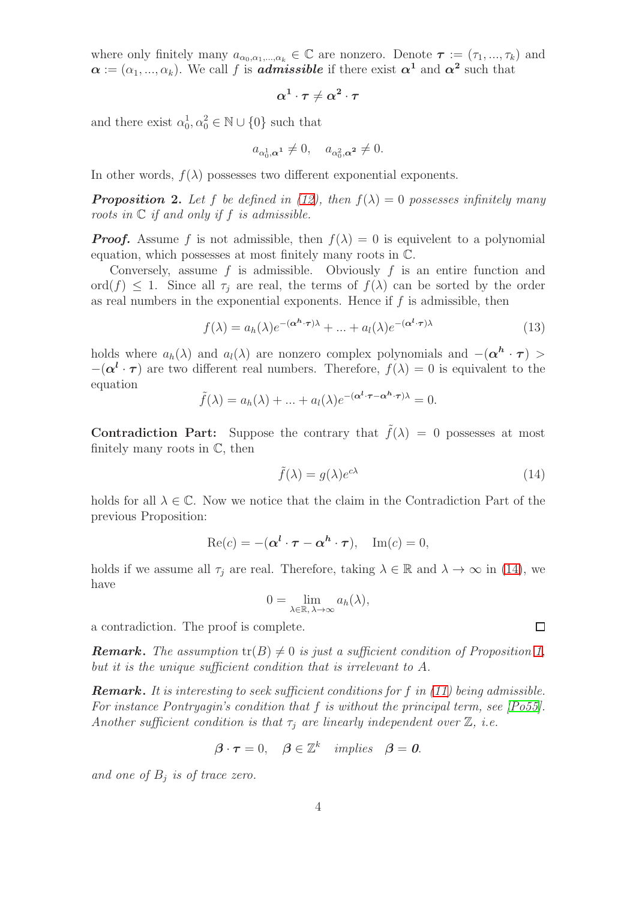where only finitely many $a_{\alpha_0,\alpha_1,...,\alpha_k} \in \mathbb{C}$ are nonzero. Denote $\boldsymbol{\tau} := (\tau_1, ..., \tau_k)$ and $\boldsymbol{\alpha} := (\alpha_1, ..., \alpha_k)$. We call $f$ is ***admissible*** if there exist $\boldsymbol{\alpha^1}$ and $\boldsymbol{\alpha^2}$ such that

$$\boldsymbol{\alpha^1} \cdot \boldsymbol{\tau} \neq \boldsymbol{\alpha^2} \cdot \boldsymbol{\tau}$$

and there exist $\alpha_0^1, \alpha_0^2 \in \mathbb{N} \cup \{0\}$ such that

$$a_{\alpha_0^1,\boldsymbol{\alpha^1}} \neq 0, \quad a_{\alpha_0^2,\boldsymbol{\alpha^2}} \neq 0.$$

In other words, $f(\lambda)$ possesses two different exponential exponents.

***Proposition 2.*** *Let $f$ be defined in (12), then $f(\lambda) = 0$ possesses infinitely many roots in $\mathbb{C}$ if and only if $f$ is admissible.*

***Proof.*** Assume $f$ is not admissible, then $f(\lambda) = 0$ is equivelent to a polynomial equation, which possesses at most finitely many roots in $\mathbb{C}$.

Conversely, assume $f$ is admissible. Obviously $f$ is an entire function and $\text{ord}(f) \leq 1$. Since all $\tau_j$ are real, the terms of $f(\lambda)$ can be sorted by the order as real numbers in the exponential exponents. Hence if $f$ is admissible, then

$$f(\lambda) = a_h(\lambda)e^{-(\boldsymbol{\alpha^h}\cdot\boldsymbol{\tau})\lambda} + ... + a_l(\lambda)e^{-(\boldsymbol{\alpha^l}\cdot\boldsymbol{\tau})\lambda} \tag{13}$$

holds where $a_h(\lambda)$ and $a_l(\lambda)$ are nonzero complex polynomials and $-(\boldsymbol{\alpha^h} \cdot \boldsymbol{\tau}) > -(\boldsymbol{\alpha^l} \cdot \boldsymbol{\tau})$ are two different real numbers. Therefore, $f(\lambda) = 0$ is equivalent to the equation

$$\tilde{f}(\lambda) = a_h(\lambda) + ... + a_l(\lambda)e^{-(\boldsymbol{\alpha^l}\cdot\boldsymbol{\tau} - \boldsymbol{\alpha^h}\cdot\boldsymbol{\tau})\lambda} = 0.$$

**Contradiction Part:** Suppose the contrary that $\tilde{f}(\lambda) = 0$ possesses at most finitely many roots in $\mathbb{C}$, then

$$\tilde{f}(\lambda) = g(\lambda)e^{c\lambda} \tag{14}$$

holds for all $\lambda \in \mathbb{C}$. Now we notice that the claim in the Contradiction Part of the previous Proposition:

$$\text{Re}(c) = -(\boldsymbol{\alpha^l} \cdot \boldsymbol{\tau} - \boldsymbol{\alpha^h} \cdot \boldsymbol{\tau}), \quad \text{Im}(c) = 0,$$

holds if we assume all $\tau_j$ are real. Therefore, taking $\lambda \in \mathbb{R}$ and $\lambda \to \infty$ in (14), we have

$$0 = \lim_{\lambda \in \mathbb{R},\, \lambda \to \infty} a_h(\lambda),$$

a contradiction. The proof is complete. □

***Remark.*** *The assumption $\text{tr}(B) \neq 0$ is just a sufficient condition of Proposition 1, but it is the unique sufficient condition that is irrelevant to $A$.*

***Remark.*** *It is interesting to seek sufficient conditions for $f$ in (11) being admissible. For instance Pontryagin's condition that $f$ is without the principal term, see [Po55]. Another sufficient condition is that $\tau_j$ are linearly independent over $\mathbb{Z}$, i.e.*

$$\boldsymbol{\beta} \cdot \boldsymbol{\tau} = 0, \quad \boldsymbol{\beta} \in \mathbb{Z}^k \quad \text{implies} \quad \boldsymbol{\beta} = \boldsymbol{0}.$$

*and one of $B_j$ is of trace zero.*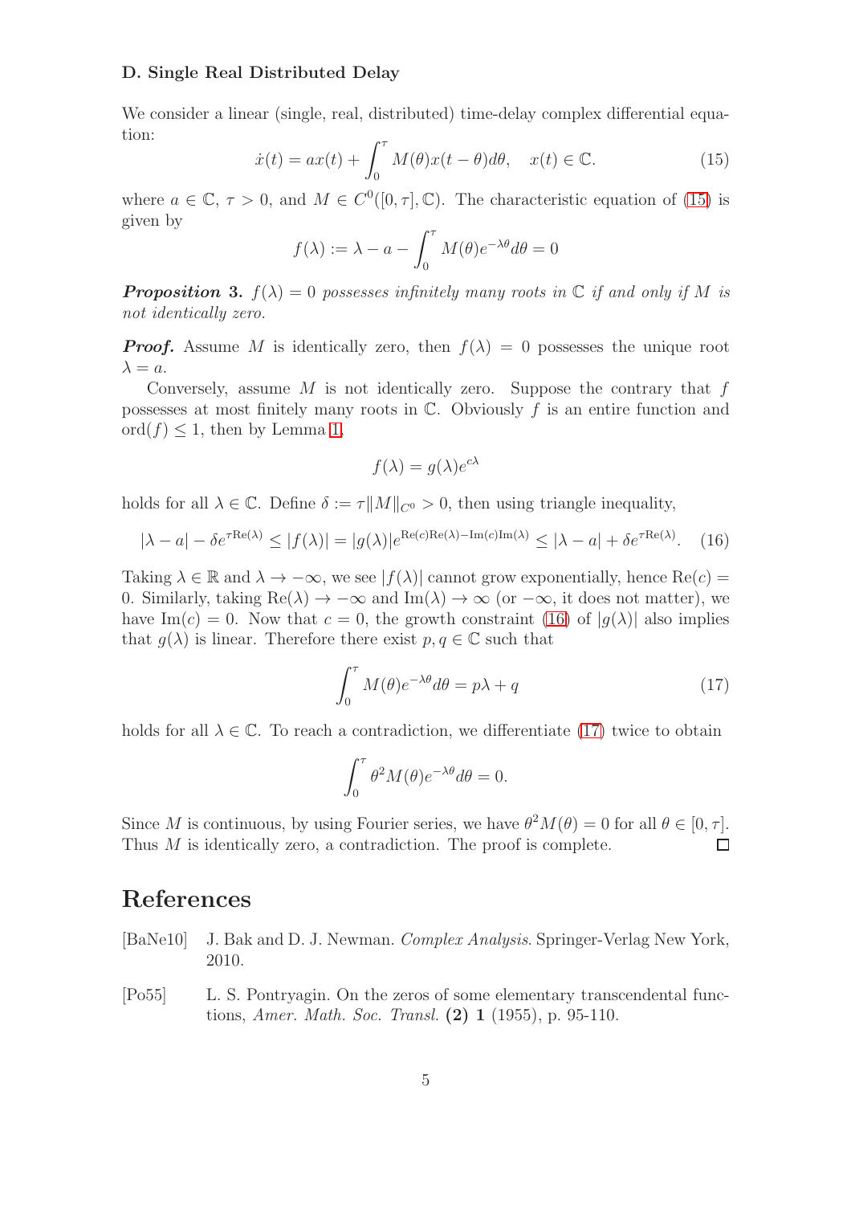### D. Single Real Distributed Delay

We consider a linear (single, real, distributed) time-delay complex differential equation:

$$\dot{x}(t) = ax(t) + \int_0^\tau M(\theta)x(t-\theta)d\theta, \quad x(t) \in \mathbb{C}. \tag{15}$$

where $a \in \mathbb{C}$, $\tau > 0$, and $M \in C^0([0,\tau],\mathbb{C})$. The characteristic equation of (15) is given by

$$f(\lambda) := \lambda - a - \int_0^\tau M(\theta)e^{-\lambda\theta}d\theta = 0$$

***Proposition 3.*** *$f(\lambda) = 0$ possesses infinitely many roots in $\mathbb{C}$ if and only if $M$ is not identically zero.*

***Proof.*** Assume $M$ is identically zero, then $f(\lambda) = 0$ possesses the unique root $\lambda = a$.

Conversely, assume $M$ is not identically zero. Suppose the contrary that $f$ possesses at most finitely many roots in $\mathbb{C}$. Obviously $f$ is an entire function and $\mathrm{ord}(f) \leq 1$, then by Lemma 1,

$$f(\lambda) = g(\lambda)e^{c\lambda}$$

holds for all $\lambda \in \mathbb{C}$. Define $\delta := \tau\|M\|_{C^0} > 0$, then using triangle inequality,

$$|\lambda - a| - \delta e^{\tau \mathrm{Re}(\lambda)} \leq |f(\lambda)| = |g(\lambda)|e^{\mathrm{Re}(c)\mathrm{Re}(\lambda) - \mathrm{Im}(c)\mathrm{Im}(\lambda)} \leq |\lambda - a| + \delta e^{\tau \mathrm{Re}(\lambda)}. \tag{16}$$

Taking $\lambda \in \mathbb{R}$ and $\lambda \to -\infty$, we see $|f(\lambda)|$ cannot grow exponentially, hence $\mathrm{Re}(c) = 0$. Similarly, taking $\mathrm{Re}(\lambda) \to -\infty$ and $\mathrm{Im}(\lambda) \to \infty$ (or $-\infty$, it does not matter), we have $\mathrm{Im}(c) = 0$. Now that $c = 0$, the growth constraint (16) of $|g(\lambda)|$ also implies that $g(\lambda)$ is linear. Therefore there exist $p, q \in \mathbb{C}$ such that

$$\int_0^\tau M(\theta)e^{-\lambda\theta}d\theta = p\lambda + q \tag{17}$$

holds for all $\lambda \in \mathbb{C}$. To reach a contradiction, we differentiate (17) twice to obtain

$$\int_0^\tau \theta^2 M(\theta)e^{-\lambda\theta}d\theta = 0.$$

Since $M$ is continuous, by using Fourier series, we have $\theta^2 M(\theta) = 0$ for all $\theta \in [0,\tau]$. Thus $M$ is identically zero, a contradiction. The proof is complete. $\square$

# References

[BaNe10] J. Bak and D. J. Newman. *Complex Analysis*. Springer-Verlag New York, 2010.

[Po55] L. S. Pontryagin. On the zeros of some elementary transcendental functions, *Amer. Math. Soc. Transl.* **(2) 1** (1955), p. 95-110.